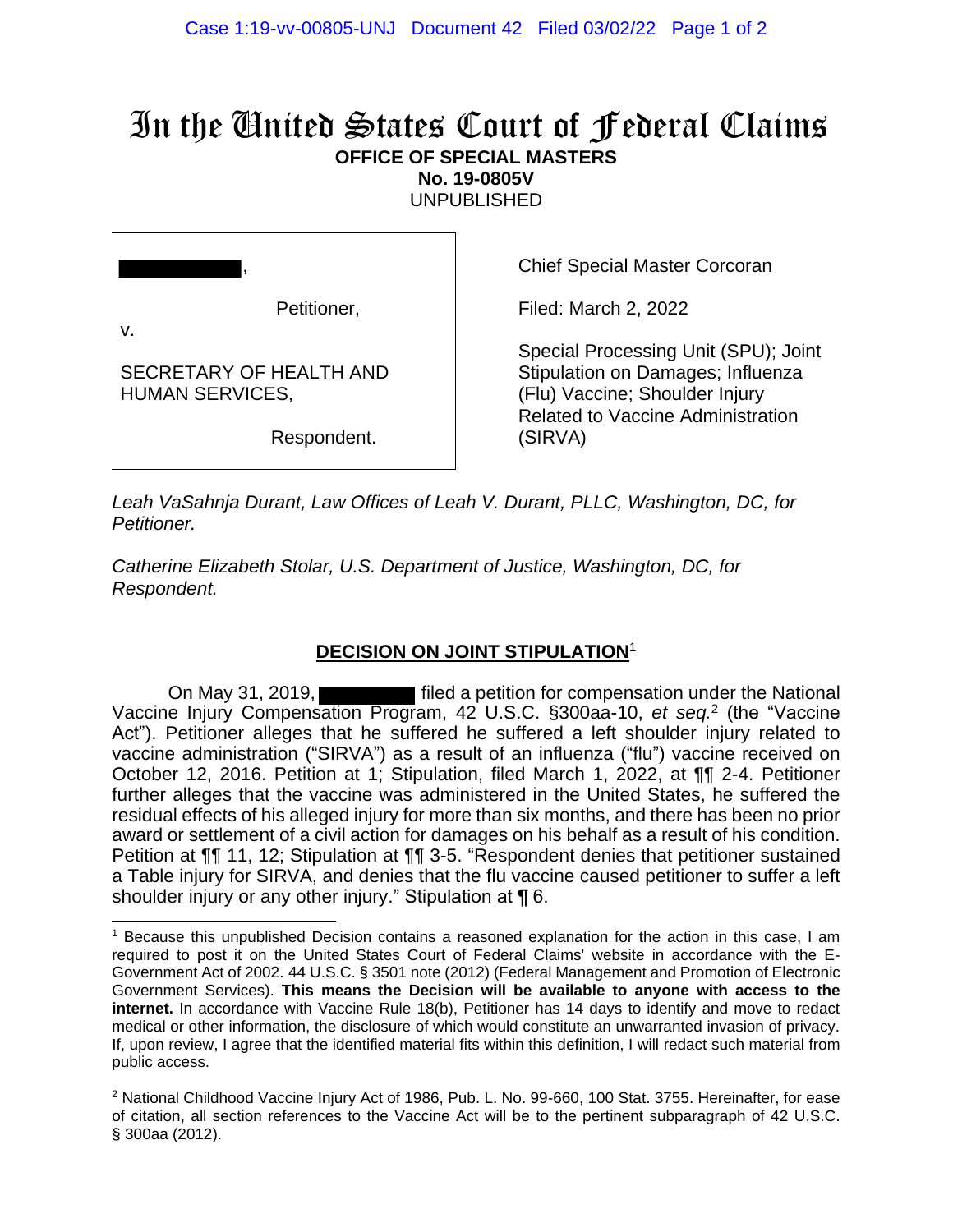# In the United States Court of Federal Claims

**OFFICE OF SPECIAL MASTERS**
**No. 19-0805V**
UNPUBLISHED

| | |
|---|---|
| [REDACTED], Petitioner, v. SECRETARY OF HEALTH AND HUMAN SERVICES, Respondent. | Chief Special Master Corcoran<br><br>Filed: March 2, 2022<br><br>Special Processing Unit (SPU); Joint Stipulation on Damages; Influenza (Flu) Vaccine; Shoulder Injury Related to Vaccine Administration (SIRVA) |

*Leah VaSahnja Durant, Law Offices of Leah V. Durant, PLLC, Washington, DC, for Petitioner.*

*Catherine Elizabeth Stolar, U.S. Department of Justice, Washington, DC, for Respondent.*

## DECISION ON JOINT STIPULATION[1]

On May 31, 2019, [REDACTED] filed a petition for compensation under the National Vaccine Injury Compensation Program, 42 U.S.C. §300aa-10, *et seq.*[2] (the "Vaccine Act"). Petitioner alleges that he suffered he suffered a left shoulder injury related to vaccine administration ("SIRVA") as a result of an influenza ("flu") vaccine received on October 12, 2016. Petition at 1; Stipulation, filed March 1, 2022, at ¶¶ 2-4. Petitioner further alleges that the vaccine was administered in the United States, he suffered the residual effects of his alleged injury for more than six months, and there has been no prior award or settlement of a civil action for damages on his behalf as a result of his condition. Petition at ¶¶ 11, 12; Stipulation at ¶¶ 3-5. "Respondent denies that petitioner sustained a Table injury for SIRVA, and denies that the flu vaccine caused petitioner to suffer a left shoulder injury or any other injury." Stipulation at ¶ 6.

---

[1] Because this unpublished Decision contains a reasoned explanation for the action in this case, I am required to post it on the United States Court of Federal Claims' website in accordance with the E-Government Act of 2002. 44 U.S.C. § 3501 note (2012) (Federal Management and Promotion of Electronic Government Services). **This means the Decision will be available to anyone with access to the internet.** In accordance with Vaccine Rule 18(b), Petitioner has 14 days to identify and move to redact medical or other information, the disclosure of which would constitute an unwarranted invasion of privacy. If, upon review, I agree that the identified material fits within this definition, I will redact such material from public access.

[2] National Childhood Vaccine Injury Act of 1986, Pub. L. No. 99-660, 100 Stat. 3755. Hereinafter, for ease of citation, all section references to the Vaccine Act will be to the pertinent subparagraph of 42 U.S.C. § 300aa (2012).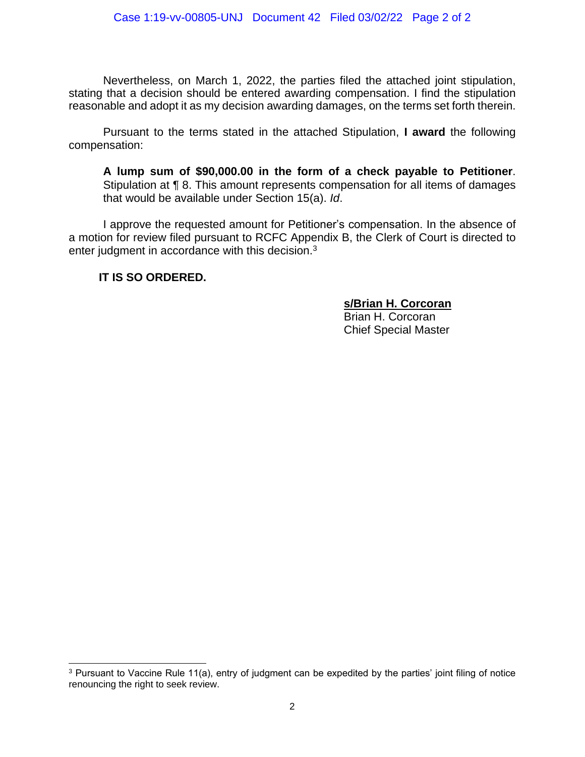Nevertheless, on March 1, 2022, the parties filed the attached joint stipulation, stating that a decision should be entered awarding compensation. I find the stipulation reasonable and adopt it as my decision awarding damages, on the terms set forth therein.

Pursuant to the terms stated in the attached Stipulation, **I award** the following compensation:

> **A lump sum of $90,000.00 in the form of a check payable to Petitioner**. Stipulation at ¶ 8. This amount represents compensation for all items of damages that would be available under Section 15(a). *Id*.

I approve the requested amount for Petitioner's compensation. In the absence of a motion for review filed pursuant to RCFC Appendix B, the Clerk of Court is directed to enter judgment in accordance with this decision.[3]

**IT IS SO ORDERED.**

**s/Brian H. Corcoran**
Brian H. Corcoran
Chief Special Master

---

[3] Pursuant to Vaccine Rule 11(a), entry of judgment can be expedited by the parties' joint filing of notice renouncing the right to seek review.